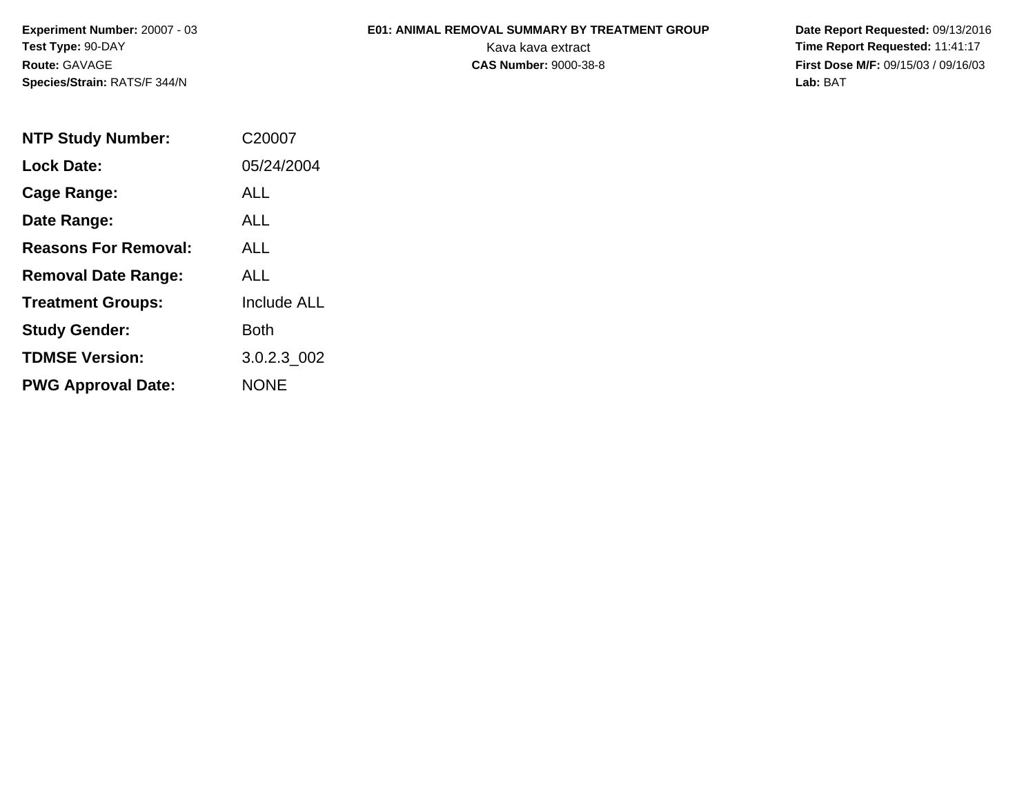**Experiment Number:** 20007 - 03
**Test Type:** 90-DAY
**Route:** GAVAGE
**Species/Strain:** RATS/F 344/N

**E01: ANIMAL REMOVAL SUMMARY BY TREATMENT GROUP**
Kava kava extract
**CAS Number:** 9000-38-8

**Date Report Requested:** 09/13/2016
**Time Report Requested:** 11:41:17
**First Dose M/F:** 09/15/03 / 09/16/03
**Lab:** BAT

| | |
|---|---|
| **NTP Study Number:** | C20007 |
| **Lock Date:** | 05/24/2004 |
| **Cage Range:** | ALL |
| **Date Range:** | ALL |
| **Reasons For Removal:** | ALL |
| **Removal Date Range:** | ALL |
| **Treatment Groups:** | Include ALL |
| **Study Gender:** | Both |
| **TDMSE Version:** | 3.0.2.3_002 |
| **PWG Approval Date:** | NONE |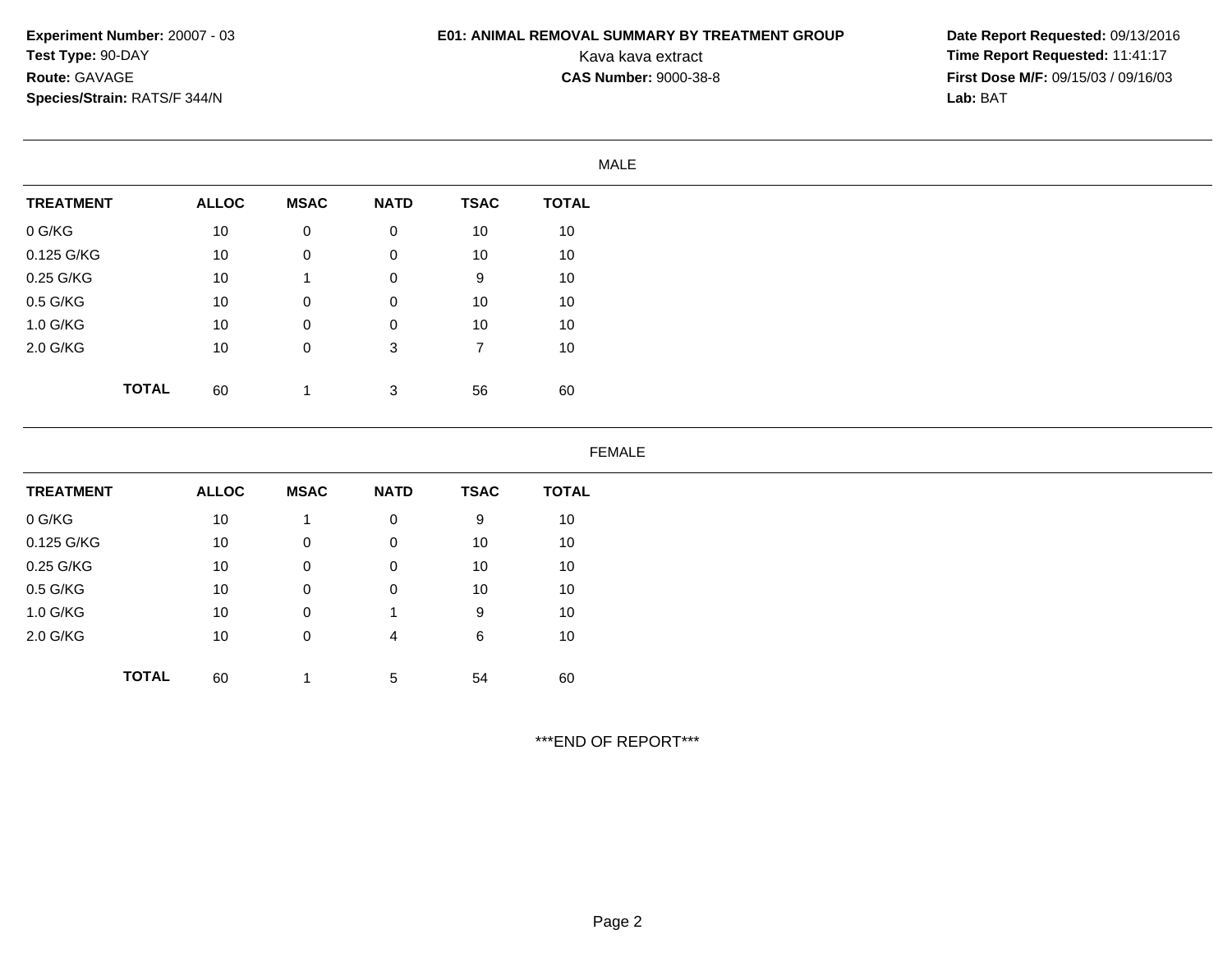**Experiment Number:** 20007 - 03
**Test Type:** 90-DAY
**Route:** GAVAGE
**Species/Strain:** RATS/F 344/N

**E01: ANIMAL REMOVAL SUMMARY BY TREATMENT GROUP**
Kava kava extract
**CAS Number:** 9000-38-8

**Date Report Requested:** 09/13/2016
**Time Report Requested:** 11:41:17
**First Dose M/F:** 09/15/03 / 09/16/03
**Lab:** BAT

MALE

| TREATMENT | ALLOC | MSAC | NATD | TSAC | TOTAL |
|---|---|---|---|---|---|
| 0 G/KG | 10 | 0 | 0 | 10 | 10 |
| 0.125 G/KG | 10 | 0 | 0 | 10 | 10 |
| 0.25 G/KG | 10 | 1 | 0 | 9 | 10 |
| 0.5 G/KG | 10 | 0 | 0 | 10 | 10 |
| 1.0 G/KG | 10 | 0 | 0 | 10 | 10 |
| 2.0 G/KG | 10 | 0 | 3 | 7 | 10 |
| **TOTAL** | 60 | 1 | 3 | 56 | 60 |

FEMALE

| TREATMENT | ALLOC | MSAC | NATD | TSAC | TOTAL |
|---|---|---|---|---|---|
| 0 G/KG | 10 | 1 | 0 | 9 | 10 |
| 0.125 G/KG | 10 | 0 | 0 | 10 | 10 |
| 0.25 G/KG | 10 | 0 | 0 | 10 | 10 |
| 0.5 G/KG | 10 | 0 | 0 | 10 | 10 |
| 1.0 G/KG | 10 | 0 | 1 | 9 | 10 |
| 2.0 G/KG | 10 | 0 | 4 | 6 | 10 |
| **TOTAL** | 60 | 1 | 5 | 54 | 60 |

***END OF REPORT***